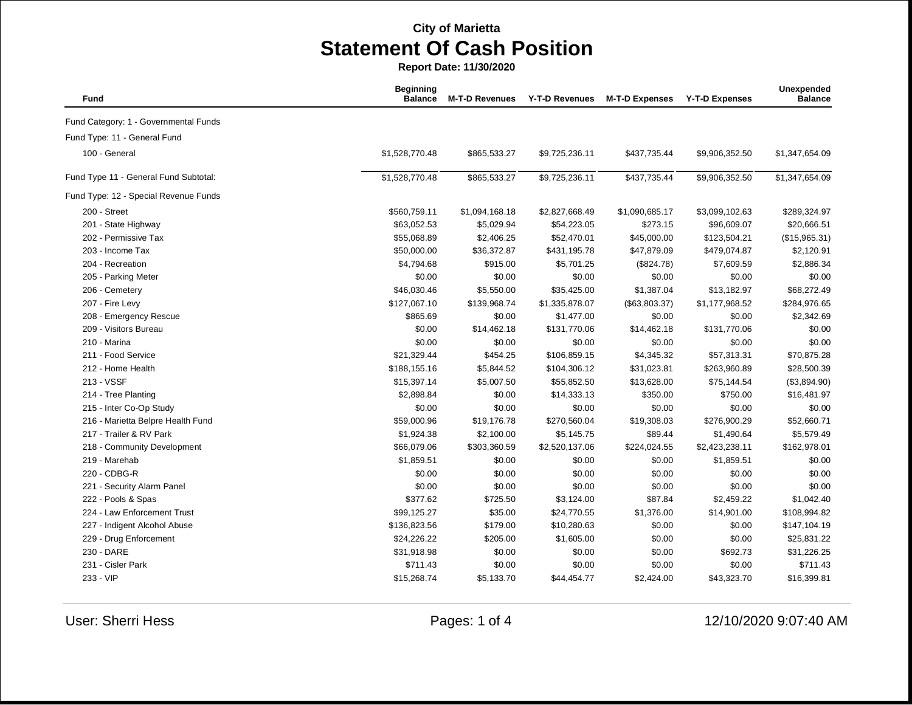**City of Marietta**

# Statement Of Cash Position

**Report Date: 11/30/2020**

| Fund | Beginning Balance | M-T-D Revenues | Y-T-D Revenues | M-T-D Expenses | Y-T-D Expenses | Unexpended Balance |
|---|---|---|---|---|---|---|
| Fund Category: 1 - Governmental Funds | | | | | | |
| Fund Type: 11 - General Fund | | | | | | |
| 100 - General | $1,528,770.48 | $865,533.27 | $9,725,236.11 | $437,735.44 | $9,906,352.50 | $1,347,654.09 |
| Fund Type 11 - General Fund Subtotal: | $1,528,770.48 | $865,533.27 | $9,725,236.11 | $437,735.44 | $9,906,352.50 | $1,347,654.09 |
| Fund Type: 12 - Special Revenue Funds | | | | | | |
| 200 - Street | $560,759.11 | $1,094,168.18 | $2,827,668.49 | $1,090,685.17 | $3,099,102.63 | $289,324.97 |
| 201 - State Highway | $63,052.53 | $5,029.94 | $54,223.05 | $273.15 | $96,609.07 | $20,666.51 |
| 202 - Permissive Tax | $55,068.89 | $2,406.25 | $52,470.01 | $45,000.00 | $123,504.21 | ($15,965.31) |
| 203 - Income Tax | $50,000.00 | $36,372.87 | $431,195.78 | $47,879.09 | $479,074.87 | $2,120.91 |
| 204 - Recreation | $4,794.68 | $915.00 | $5,701.25 | ($824.78) | $7,609.59 | $2,886.34 |
| 205 - Parking Meter | $0.00 | $0.00 | $0.00 | $0.00 | $0.00 | $0.00 |
| 206 - Cemetery | $46,030.46 | $5,550.00 | $35,425.00 | $1,387.04 | $13,182.97 | $68,272.49 |
| 207 - Fire Levy | $127,067.10 | $139,968.74 | $1,335,878.07 | ($63,803.37) | $1,177,968.52 | $284,976.65 |
| 208 - Emergency Rescue | $865.69 | $0.00 | $1,477.00 | $0.00 | $0.00 | $2,342.69 |
| 209 - Visitors Bureau | $0.00 | $14,462.18 | $131,770.06 | $14,462.18 | $131,770.06 | $0.00 |
| 210 - Marina | $0.00 | $0.00 | $0.00 | $0.00 | $0.00 | $0.00 |
| 211 - Food Service | $21,329.44 | $454.25 | $106,859.15 | $4,345.32 | $57,313.31 | $70,875.28 |
| 212 - Home Health | $188,155.16 | $5,844.52 | $104,306.12 | $31,023.81 | $263,960.89 | $28,500.39 |
| 213 - VSSF | $15,397.14 | $5,007.50 | $55,852.50 | $13,628.00 | $75,144.54 | ($3,894.90) |
| 214 - Tree Planting | $2,898.84 | $0.00 | $14,333.13 | $350.00 | $750.00 | $16,481.97 |
| 215 - Inter Co-Op Study | $0.00 | $0.00 | $0.00 | $0.00 | $0.00 | $0.00 |
| 216 - Marietta Belpre Health Fund | $59,000.96 | $19,176.78 | $270,560.04 | $19,308.03 | $276,900.29 | $52,660.71 |
| 217 - Trailer & RV Park | $1,924.38 | $2,100.00 | $5,145.75 | $89.44 | $1,490.64 | $5,579.49 |
| 218 - Community Development | $66,079.06 | $303,360.59 | $2,520,137.06 | $224,024.55 | $2,423,238.11 | $162,978.01 |
| 219 - Marehab | $1,859.51 | $0.00 | $0.00 | $0.00 | $1,859.51 | $0.00 |
| 220 - CDBG-R | $0.00 | $0.00 | $0.00 | $0.00 | $0.00 | $0.00 |
| 221 - Security Alarm Panel | $0.00 | $0.00 | $0.00 | $0.00 | $0.00 | $0.00 |
| 222 - Pools & Spas | $377.62 | $725.50 | $3,124.00 | $87.84 | $2,459.22 | $1,042.40 |
| 224 - Law Enforcement Trust | $99,125.27 | $35.00 | $24,770.55 | $1,376.00 | $14,901.00 | $108,994.82 |
| 227 - Indigent Alcohol Abuse | $136,823.56 | $179.00 | $10,280.63 | $0.00 | $0.00 | $147,104.19 |
| 229 - Drug Enforcement | $24,226.22 | $205.00 | $1,605.00 | $0.00 | $0.00 | $25,831.22 |
| 230 - DARE | $31,918.98 | $0.00 | $0.00 | $0.00 | $692.73 | $31,226.25 |
| 231 - Cisler Park | $711.43 | $0.00 | $0.00 | $0.00 | $0.00 | $711.43 |
| 233 - VIP | $15,268.74 | $5,133.70 | $44,454.77 | $2,424.00 | $43,323.70 | $16,399.81 |

User: Sherri Hess

12/10/2020 9:07:40 AM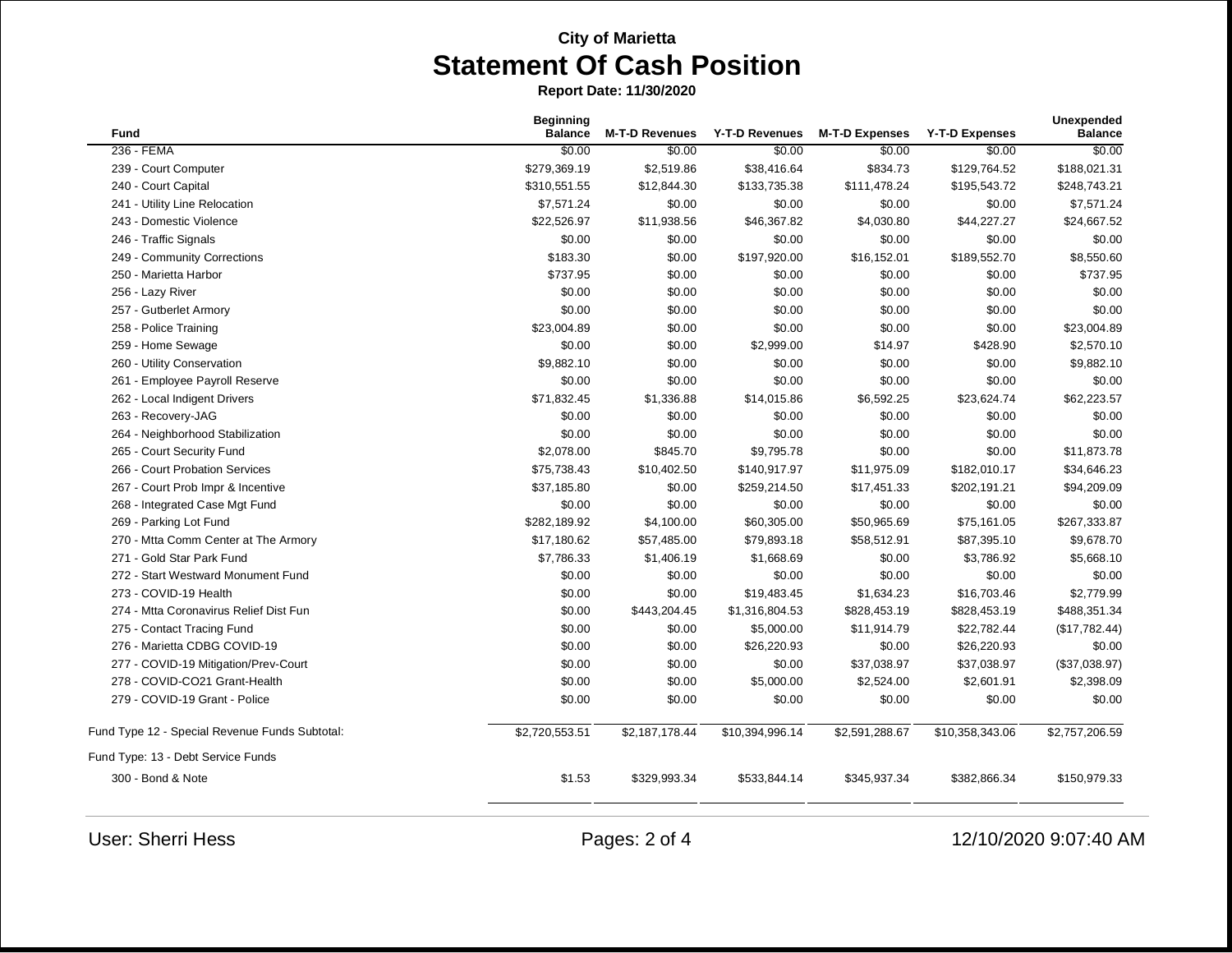**City of Marietta**

# Statement Of Cash Position

**Report Date: 11/30/2020**

| Fund | Beginning Balance | M-T-D Revenues | Y-T-D Revenues | M-T-D Expenses | Y-T-D Expenses | Unexpended Balance |
|---|---|---|---|---|---|---|
| 236 - FEMA | $0.00 | $0.00 | $0.00 | $0.00 | $0.00 | $0.00 |
| 239 - Court Computer | $279,369.19 | $2,519.86 | $38,416.64 | $834.73 | $129,764.52 | $188,021.31 |
| 240 - Court Capital | $310,551.55 | $12,844.30 | $133,735.38 | $111,478.24 | $195,543.72 | $248,743.21 |
| 241 - Utility Line Relocation | $7,571.24 | $0.00 | $0.00 | $0.00 | $0.00 | $7,571.24 |
| 243 - Domestic Violence | $22,526.97 | $11,938.56 | $46,367.82 | $4,030.80 | $44,227.27 | $24,667.52 |
| 246 - Traffic Signals | $0.00 | $0.00 | $0.00 | $0.00 | $0.00 | $0.00 |
| 249 - Community Corrections | $183.30 | $0.00 | $197,920.00 | $16,152.01 | $189,552.70 | $8,550.60 |
| 250 - Marietta Harbor | $737.95 | $0.00 | $0.00 | $0.00 | $0.00 | $737.95 |
| 256 - Lazy River | $0.00 | $0.00 | $0.00 | $0.00 | $0.00 | $0.00 |
| 257 - Gutberlet Armory | $0.00 | $0.00 | $0.00 | $0.00 | $0.00 | $0.00 |
| 258 - Police Training | $23,004.89 | $0.00 | $0.00 | $0.00 | $0.00 | $23,004.89 |
| 259 - Home Sewage | $0.00 | $0.00 | $2,999.00 | $14.97 | $428.90 | $2,570.10 |
| 260 - Utility Conservation | $9,882.10 | $0.00 | $0.00 | $0.00 | $0.00 | $9,882.10 |
| 261 - Employee Payroll Reserve | $0.00 | $0.00 | $0.00 | $0.00 | $0.00 | $0.00 |
| 262 - Local Indigent Drivers | $71,832.45 | $1,336.88 | $14,015.86 | $6,592.25 | $23,624.74 | $62,223.57 |
| 263 - Recovery-JAG | $0.00 | $0.00 | $0.00 | $0.00 | $0.00 | $0.00 |
| 264 - Neighborhood Stabilization | $0.00 | $0.00 | $0.00 | $0.00 | $0.00 | $0.00 |
| 265 - Court Security Fund | $2,078.00 | $845.70 | $9,795.78 | $0.00 | $0.00 | $11,873.78 |
| 266 - Court Probation Services | $75,738.43 | $10,402.50 | $140,917.97 | $11,975.09 | $182,010.17 | $34,646.23 |
| 267 - Court Prob Impr & Incentive | $37,185.80 | $0.00 | $259,214.50 | $17,451.33 | $202,191.21 | $94,209.09 |
| 268 - Integrated Case Mgt Fund | $0.00 | $0.00 | $0.00 | $0.00 | $0.00 | $0.00 |
| 269 - Parking Lot Fund | $282,189.92 | $4,100.00 | $60,305.00 | $50,965.69 | $75,161.05 | $267,333.87 |
| 270 - Mtta Comm Center at The Armory | $17,180.62 | $57,485.00 | $79,893.18 | $58,512.91 | $87,395.10 | $9,678.70 |
| 271 - Gold Star Park Fund | $7,786.33 | $1,406.19 | $1,668.69 | $0.00 | $3,786.92 | $5,668.10 |
| 272 - Start Westward Monument Fund | $0.00 | $0.00 | $0.00 | $0.00 | $0.00 | $0.00 |
| 273 - COVID-19 Health | $0.00 | $0.00 | $19,483.45 | $1,634.23 | $16,703.46 | $2,779.99 |
| 274 - Mtta Coronavirus Relief Dist Fun | $0.00 | $443,204.45 | $1,316,804.53 | $828,453.19 | $828,453.19 | $488,351.34 |
| 275 - Contact Tracing Fund | $0.00 | $0.00 | $5,000.00 | $11,914.79 | $22,782.44 | ($17,782.44) |
| 276 - Marietta CDBG COVID-19 | $0.00 | $0.00 | $26,220.93 | $0.00 | $26,220.93 | $0.00 |
| 277 - COVID-19 Mitigation/Prev-Court | $0.00 | $0.00 | $0.00 | $37,038.97 | $37,038.97 | ($37,038.97) |
| 278 - COVID-CO21 Grant-Health | $0.00 | $0.00 | $5,000.00 | $2,524.00 | $2,601.91 | $2,398.09 |
| 279 - COVID-19 Grant - Police | $0.00 | $0.00 | $0.00 | $0.00 | $0.00 | $0.00 |
| Fund Type 12 - Special Revenue Funds Subtotal: | $2,720,553.51 | $2,187,178.44 | $10,394,996.14 | $2,591,288.67 | $10,358,343.06 | $2,757,206.59 |
| Fund Type: 13 - Debt Service Funds | | | | | | |
| 300 - Bond & Note | $1.53 | $329,993.34 | $533,844.14 | $345,937.34 | $382,866.34 | $150,979.33 |

User: Sherri Hess — 12/10/2020 9:07:40 AM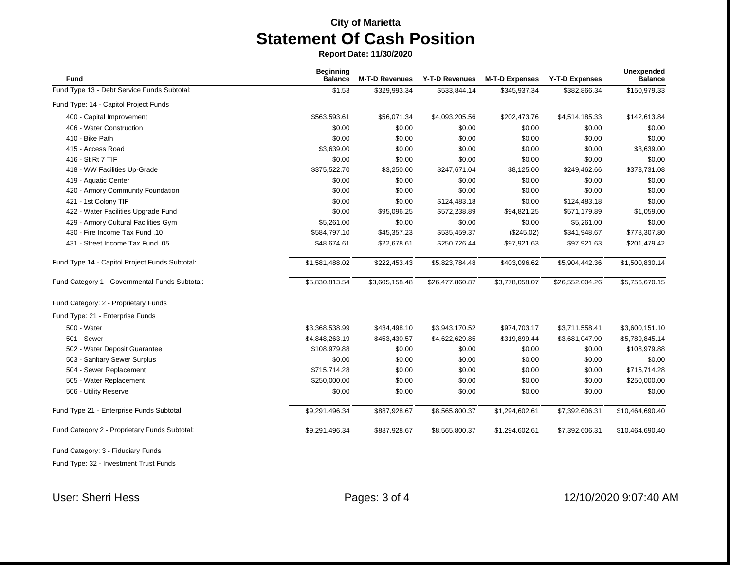# City of Marietta

## Statement Of Cash Position

**Report Date: 11/30/2020**

| Fund | Beginning Balance | M-T-D Revenues | Y-T-D Revenues | M-T-D Expenses | Y-T-D Expenses | Unexpended Balance |
|---|---|---|---|---|---|---|
| Fund Type 13 - Debt Service Funds Subtotal: | $1.53 | $329,993.34 | $533,844.14 | $345,937.34 | $382,866.34 | $150,979.33 |
| Fund Type: 14 - Capitol Project Funds | | | | | | |
| 400 - Capital Improvement | $563,593.61 | $56,071.34 | $4,093,205.56 | $202,473.76 | $4,514,185.33 | $142,613.84 |
| 406 - Water Construction | $0.00 | $0.00 | $0.00 | $0.00 | $0.00 | $0.00 |
| 410 - Bike Path | $0.00 | $0.00 | $0.00 | $0.00 | $0.00 | $0.00 |
| 415 - Access Road | $3,639.00 | $0.00 | $0.00 | $0.00 | $0.00 | $3,639.00 |
| 416 - St Rt 7 TIF | $0.00 | $0.00 | $0.00 | $0.00 | $0.00 | $0.00 |
| 418 - WW Facilities Up-Grade | $375,522.70 | $3,250.00 | $247,671.04 | $8,125.00 | $249,462.66 | $373,731.08 |
| 419 - Aquatic Center | $0.00 | $0.00 | $0.00 | $0.00 | $0.00 | $0.00 |
| 420 - Armory Community Foundation | $0.00 | $0.00 | $0.00 | $0.00 | $0.00 | $0.00 |
| 421 - 1st Colony TIF | $0.00 | $0.00 | $124,483.18 | $0.00 | $124,483.18 | $0.00 |
| 422 - Water Facilities Upgrade Fund | $0.00 | $95,096.25 | $572,238.89 | $94,821.25 | $571,179.89 | $1,059.00 |
| 429 - Armory Cultural Facilities Gym | $5,261.00 | $0.00 | $0.00 | $0.00 | $5,261.00 | $0.00 |
| 430 - Fire Income Tax Fund .10 | $584,797.10 | $45,357.23 | $535,459.37 | ($245.02) | $341,948.67 | $778,307.80 |
| 431 - Street Income Tax Fund .05 | $48,674.61 | $22,678.61 | $250,726.44 | $97,921.63 | $97,921.63 | $201,479.42 |
| Fund Type 14 - Capitol Project Funds Subtotal: | $1,581,488.02 | $222,453.43 | $5,823,784.48 | $403,096.62 | $5,904,442.36 | $1,500,830.14 |
| Fund Category 1 - Governmental Funds Subtotal: | $5,830,813.54 | $3,605,158.48 | $26,477,860.87 | $3,778,058.07 | $26,552,004.26 | $5,756,670.15 |
| Fund Category: 2 - Proprietary Funds | | | | | | |
| Fund Type: 21 - Enterprise Funds | | | | | | |
| 500 - Water | $3,368,538.99 | $434,498.10 | $3,943,170.52 | $974,703.17 | $3,711,558.41 | $3,600,151.10 |
| 501 - Sewer | $4,848,263.19 | $453,430.57 | $4,622,629.85 | $319,899.44 | $3,681,047.90 | $5,789,845.14 |
| 502 - Water Deposit Guarantee | $108,979.88 | $0.00 | $0.00 | $0.00 | $0.00 | $108,979.88 |
| 503 - Sanitary Sewer Surplus | $0.00 | $0.00 | $0.00 | $0.00 | $0.00 | $0.00 |
| 504 - Sewer Replacement | $715,714.28 | $0.00 | $0.00 | $0.00 | $0.00 | $715,714.28 |
| 505 - Water Replacement | $250,000.00 | $0.00 | $0.00 | $0.00 | $0.00 | $250,000.00 |
| 506 - Utility Reserve | $0.00 | $0.00 | $0.00 | $0.00 | $0.00 | $0.00 |
| Fund Type 21 - Enterprise Funds Subtotal: | $9,291,496.34 | $887,928.67 | $8,565,800.37 | $1,294,602.61 | $7,392,606.31 | $10,464,690.40 |
| Fund Category 2 - Proprietary Funds Subtotal: | $9,291,496.34 | $887,928.67 | $8,565,800.37 | $1,294,602.61 | $7,392,606.31 | $10,464,690.40 |
| Fund Category: 3 - Fiduciary Funds | | | | | | |
| Fund Type: 32 - Investment Trust Funds | | | | | | |

User: Sherri Hess

12/10/2020 9:07:40 AM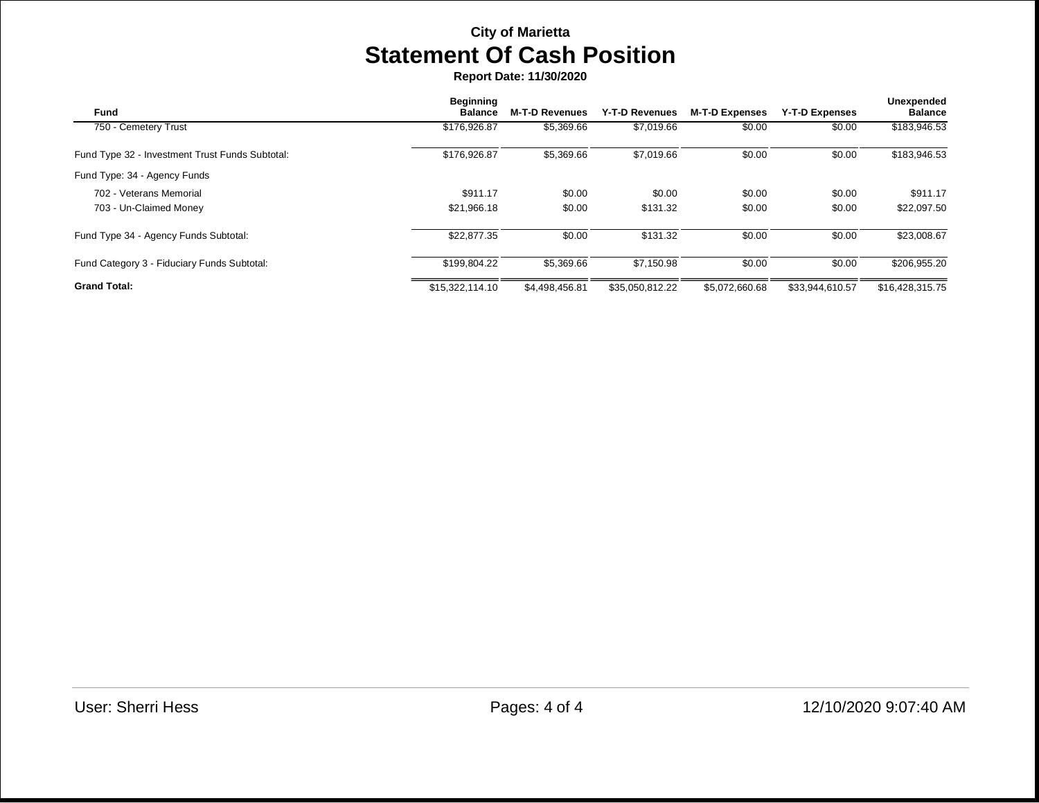City of Marietta

# Statement Of Cash Position

**Report Date: 11/30/2020**

| Fund | Beginning Balance | M-T-D Revenues | Y-T-D Revenues | M-T-D Expenses | Y-T-D Expenses | Unexpended Balance |
|---|---|---|---|---|---|---|
| 750 - Cemetery Trust | $176,926.87 | $5,369.66 | $7,019.66 | $0.00 | $0.00 | $183,946.53 |
| Fund Type 32 - Investment Trust Funds Subtotal: | $176,926.87 | $5,369.66 | $7,019.66 | $0.00 | $0.00 | $183,946.53 |
| Fund Type: 34 - Agency Funds | | | | | | |
| 702 - Veterans Memorial | $911.17 | $0.00 | $0.00 | $0.00 | $0.00 | $911.17 |
| 703 - Un-Claimed Money | $21,966.18 | $0.00 | $131.32 | $0.00 | $0.00 | $22,097.50 |
| Fund Type 34 - Agency Funds Subtotal: | $22,877.35 | $0.00 | $131.32 | $0.00 | $0.00 | $23,008.67 |
| Fund Category 3 - Fiduciary Funds Subtotal: | $199,804.22 | $5,369.66 | $7,150.98 | $0.00 | $0.00 | $206,955.20 |
| **Grand Total:** | $15,322,114.10 | $4,498,456.81 | $35,050,812.22 | $5,072,660.68 | $33,944,610.57 | $16,428,315.75 |

User: Sherri Hess

12/10/2020 9:07:40 AM